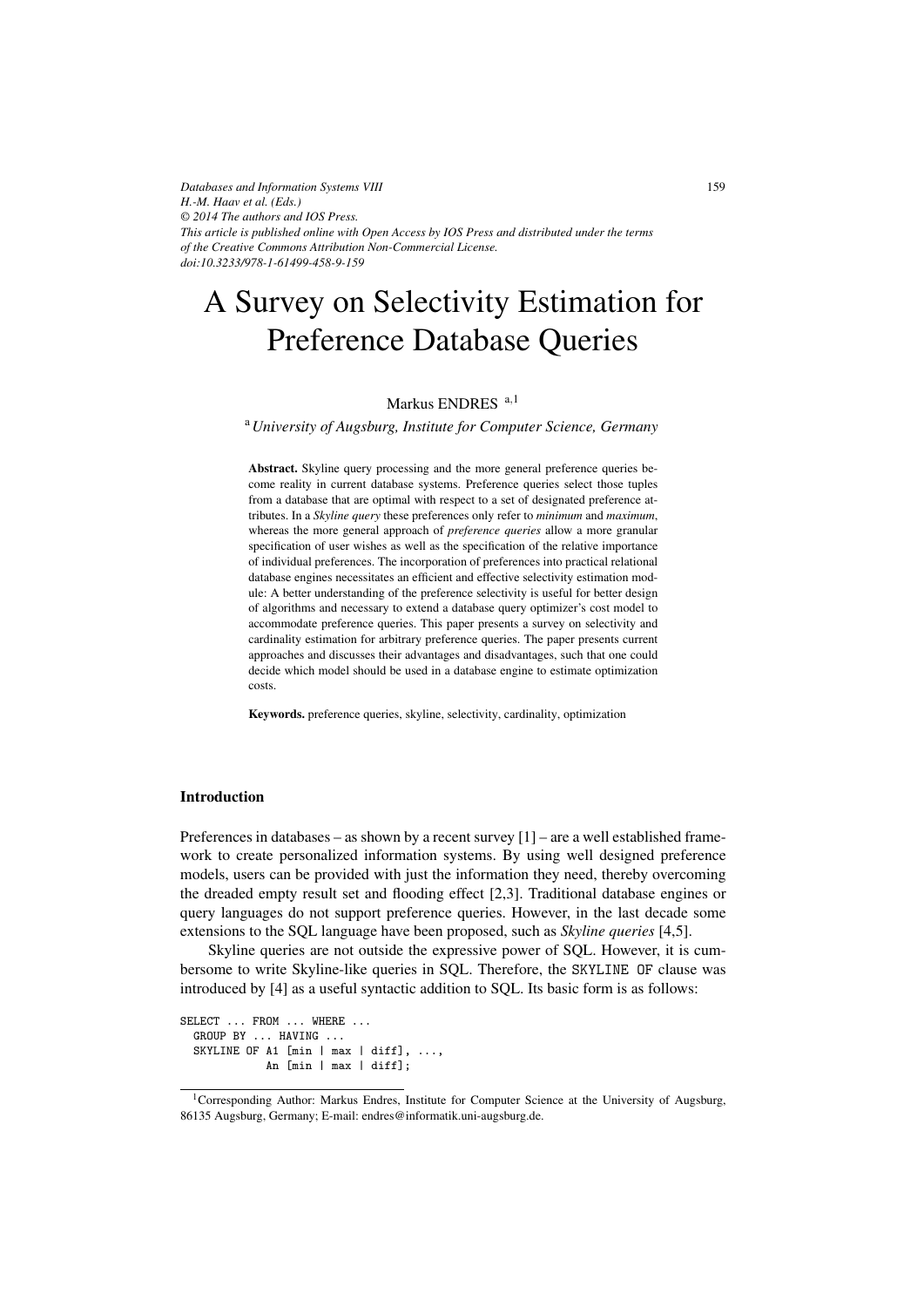*Databases and Information Systems VIII*
*H.-M. Haav et al. (Eds.)*
*© 2014 The authors and IOS Press.*
*This article is published online with Open Access by IOS Press and distributed under the terms of the Creative Commons Attribution Non-Commercial License.*
*doi:10.3233/978-1-61499-458-9-159*

# A Survey on Selectivity Estimation for Preference Database Queries

Markus ENDRES [a,1]

[a] *University of Augsburg, Institute for Computer Science, Germany*

**Abstract.** Skyline query processing and the more general preference queries become reality in current database systems. Preference queries select those tuples from a database that are optimal with respect to a set of designated preference attributes. In a *Skyline query* these preferences only refer to *minimum* and *maximum*, whereas the more general approach of *preference queries* allow a more granular specification of user wishes as well as the specification of the relative importance of individual preferences. The incorporation of preferences into practical relational database engines necessitates an efficient and effective selectivity estimation module: A better understanding of the preference selectivity is useful for better design of algorithms and necessary to extend a database query optimizer's cost model to accommodate preference queries. This paper presents a survey on selectivity and cardinality estimation for arbitrary preference queries. The paper presents current approaches and discusses their advantages and disadvantages, such that one could decide which model should be used in a database engine to estimate optimization costs.

**Keywords.** preference queries, skyline, selectivity, cardinality, optimization

## Introduction

Preferences in databases – as shown by a recent survey [1] – are a well established framework to create personalized information systems. By using well designed preference models, users can be provided with just the information they need, thereby overcoming the dreaded empty result set and flooding effect [2,3]. Traditional database engines or query languages do not support preference queries. However, in the last decade some extensions to the SQL language have been proposed, such as *Skyline queries* [4,5].

Skyline queries are not outside the expressive power of SQL. However, it is cumbersome to write Skyline-like queries in SQL. Therefore, the SKYLINE OF clause was introduced by [4] as a useful syntactic addition to SQL. Its basic form is as follows:

```
SELECT ... FROM ... WHERE ...
  GROUP BY ... HAVING ...
  SKYLINE OF A1 [min | max | diff], ...,
            An [min | max | diff];
```

[1] Corresponding Author: Markus Endres, Institute for Computer Science at the University of Augsburg, 86135 Augsburg, Germany; E-mail: endres@informatik.uni-augsburg.de.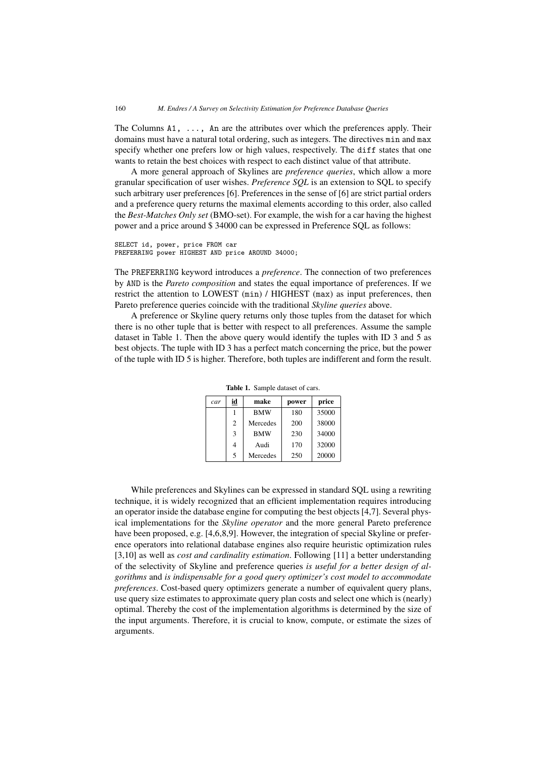The Columns `A1, ..., An` are the attributes over which the preferences apply. Their domains must have a natural total ordering, such as integers. The directives `min` and `max` specify whether one prefers low or high values, respectively. The `diff` states that one wants to retain the best choices with respect to each distinct value of that attribute.

A more general approach of Skylines are *preference queries*, which allow a more granular specification of user wishes. *Preference SQL* is an extension to SQL to specify such arbitrary user preferences [6]. Preferences in the sense of [6] are strict partial orders and a preference query returns the maximal elements according to this order, also called the *Best-Matches Only set* (BMO-set). For example, the wish for a car having the highest power and a price around $ 34000 can be expressed in Preference SQL as follows:

```
SELECT id, power, price FROM car
PREFERRING power HIGHEST AND price AROUND 34000;
```

The `PREFERRING` keyword introduces a *preference*. The connection of two preferences by `AND` is the *Pareto composition* and states the equal importance of preferences. If we restrict the attention to LOWEST (`min`) / HIGHEST (`max`) as input preferences, then Pareto preference queries coincide with the traditional *Skyline queries* above.

A preference or Skyline query returns only those tuples from the dataset for which there is no other tuple that is better with respect to all preferences. Assume the sample dataset in Table 1. Then the above query would identify the tuples with ID 3 and 5 as best objects. The tuple with ID 3 has a perfect match concerning the price, but the power of the tuple with ID 5 is higher. Therefore, both tuples are indifferent and form the result.

**Table 1.** Sample dataset of cars.

| *car* | id | make | power | price |
|---|---|---|---|---|
| | 1 | BMW | 180 | 35000 |
| | 2 | Mercedes | 200 | 38000 |
| | 3 | BMW | 230 | 34000 |
| | 4 | Audi | 170 | 32000 |
| | 5 | Mercedes | 250 | 20000 |

While preferences and Skylines can be expressed in standard SQL using a rewriting technique, it is widely recognized that an efficient implementation requires introducing an operator inside the database engine for computing the best objects [4,7]. Several physical implementations for the *Skyline operator* and the more general Pareto preference have been proposed, e.g. [4,6,8,9]. However, the integration of special Skyline or preference operators into relational database engines also require heuristic optimization rules [3,10] as well as *cost and cardinality estimation*. Following [11] a better understanding of the selectivity of Skyline and preference queries *is useful for a better design of algorithms* and *is indispensable for a good query optimizer's cost model to accommodate preferences*. Cost-based query optimizers generate a number of equivalent query plans, use query size estimates to approximate query plan costs and select one which is (nearly) optimal. Thereby the cost of the implementation algorithms is determined by the size of the input arguments. Therefore, it is crucial to know, compute, or estimate the sizes of arguments.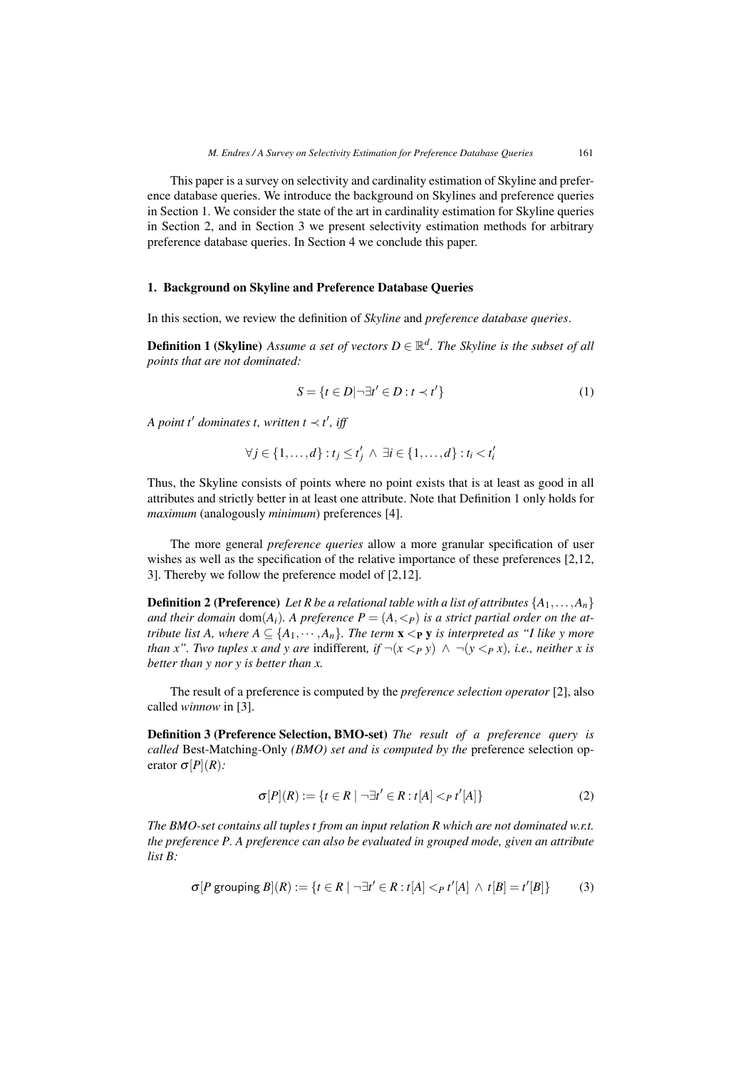This paper is a survey on selectivity and cardinality estimation of Skyline and preference database queries. We introduce the background on Skylines and preference queries in Section 1. We consider the state of the art in cardinality estimation for Skyline queries in Section 2, and in Section 3 we present selectivity estimation methods for arbitrary preference database queries. In Section 4 we conclude this paper.

## 1. Background on Skyline and Preference Database Queries

In this section, we review the definition of *Skyline* and *preference database queries*.

**Definition 1 (Skyline)** *Assume a set of vectors $D \in \mathbb{R}^d$. The Skyline is the subset of all points that are not dominated:*

$$S = \{t \in D | \neg \exists t' \in D : t \prec t'\} \tag{1}$$

*A point $t'$ dominates $t$, written $t \prec t'$, iff*

$$\forall j \in \{1, \ldots, d\} : t_j \leq t'_j \wedge \exists i \in \{1, \ldots, d\} : t_i < t'_i$$

Thus, the Skyline consists of points where no point exists that is at least as good in all attributes and strictly better in at least one attribute. Note that Definition 1 only holds for *maximum* (analogously *minimum*) preferences [4].

The more general *preference queries* allow a more granular specification of user wishes as well as the specification of the relative importance of these preferences [2,12, 3]. Thereby we follow the preference model of [2,12].

**Definition 2 (Preference)** *Let $R$ be a relational table with a list of attributes $\{A_1, \ldots, A_n\}$ and their domain $\mathrm{dom}(A_i)$. A preference $P = (A, <_P)$ is a strict partial order on the attribute list $A$, where $A \subseteq \{A_1, \cdots, A_n\}$. The term $\mathbf{x} <_\mathbf{P} \mathbf{y}$ is interpreted as "I like $y$ more than $x$". Two tuples $x$ and $y$ are* indifferent*, if $\neg(x <_P y) \wedge \neg(y <_P x)$, i.e., neither $x$ is better than $y$ nor $y$ is better than $x$.*

The result of a preference is computed by the *preference selection operator* [2], also called *winnow* in [3].

**Definition 3 (Preference Selection, BMO-set)** *The result of a preference query is called* Best-Matching-Only *(BMO) set and is computed by the* preference selection operator $\sigma[P](R)$*:*

$$\sigma[P](R) := \{t \in R \mid \neg \exists t' \in R : t[A] <_P t'[A]\} \tag{2}$$

*The BMO-set contains all tuples $t$ from an input relation $R$ which are not dominated w.r.t. the preference $P$. A preference can also be evaluated in grouped mode, given an attribute list $B$:*

$$\sigma[P \text{ grouping } B](R) := \{t \in R \mid \neg \exists t' \in R : t[A] <_P t'[A] \wedge t[B] = t'[B]\} \tag{3}$$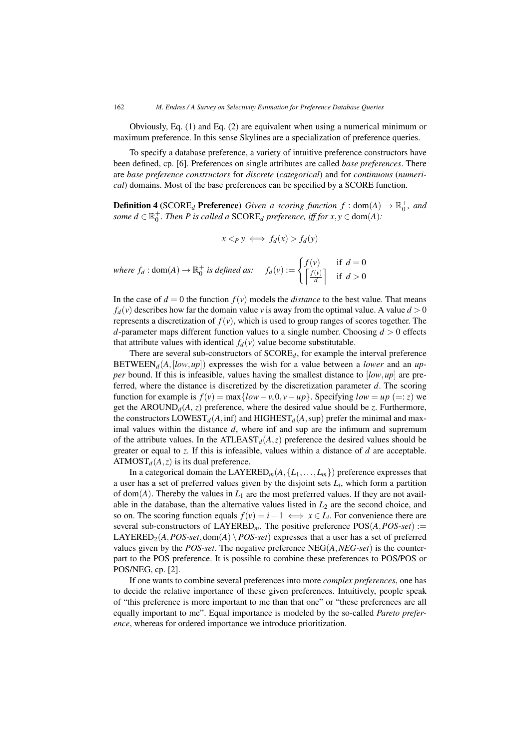Obviously, Eq. (1) and Eq. (2) are equivalent when using a numerical minimum or maximum preference. In this sense Skylines are a specialization of preference queries.

To specify a database preference, a variety of intuitive preference constructors have been defined, cp. [6]. Preferences on single attributes are called *base preferences*. There are *base preference constructors* for *discrete* (*categorical*) and for *continuous* (*numerical*) domains. Most of the base preferences can be specified by a SCORE function.

**Definition 4** **($\text{SCORE}_d$ Preference)** *Given a scoring function $f : \text{dom}(A) \rightarrow \mathbb{R}_0^+$, and some $d \in \mathbb{R}_0^+$. Then $P$ is called a $\text{SCORE}_d$ preference, iff for $x, y \in \text{dom}(A)$:*

$$x <_P y \iff f_d(x) > f_d(y)$$

*where $f_d : \text{dom}(A) \rightarrow \mathbb{R}_0^+$ is defined as:* $\quad f_d(v) := \begin{cases} f(v) & \text{if } d = 0 \\ \left\lceil \frac{f(v)}{d} \right\rceil & \text{if } d > 0 \end{cases}$

In the case of $d = 0$ the function $f(v)$ models the *distance* to the best value. That means $f_d(v)$ describes how far the domain value $v$ is away from the optimal value. A value $d > 0$ represents a discretization of $f(v)$, which is used to group ranges of scores together. The $d$-parameter maps different function values to a single number. Choosing $d > 0$ effects that attribute values with identical $f_d(v)$ value become substitutable.

There are several sub-constructors of $\text{SCORE}_d$, for example the interval preference $\text{BETWEEN}_d(A, [low, up])$ expresses the wish for a value between a *lower* and an *upper* bound. If this is infeasible, values having the smallest distance to $[low, up]$ are preferred, where the distance is discretized by the discretization parameter $d$. The scoring function for example is $f(v) = \max\{low - v, 0, v - up\}$. Specifying $low = up$ $(=: z)$ we get the $\text{AROUND}_d(A, z)$ preference, where the desired value should be $z$. Furthermore, the constructors $\text{LOWEST}_d(A, \inf)$ and $\text{HIGHEST}_d(A, \sup)$ prefer the minimal and maximal values within the distance $d$, where inf and sup are the infimum and supremum of the attribute values. In the $\text{ATLEAST}_d(A, z)$ preference the desired values should be greater or equal to $z$. If this is infeasible, values within a distance of $d$ are acceptable. $\text{ATMOST}_d(A, z)$ is its dual preference.

In a categorical domain the $\text{LAYERED}_m(A, \{L_1, \ldots, L_m\})$ preference expresses that a user has a set of preferred values given by the disjoint sets $L_i$, which form a partition of $\text{dom}(A)$. Thereby the values in $L_1$ are the most preferred values. If they are not available in the database, than the alternative values listed in $L_2$ are the second choice, and so on. The scoring function equals $f(v) = i - 1 \iff x \in L_i$. For convenience there are several sub-constructors of $\text{LAYERED}_m$. The positive preference $\text{POS}(A, \textit{POS-set}) := \text{LAYERED}_2(A, \textit{POS-set}, \text{dom}(A) \setminus \textit{POS-set})$ expresses that a user has a set of preferred values given by the *POS-set*. The negative preference $\text{NEG}(A, \textit{NEG-set})$ is the counterpart to the POS preference. It is possible to combine these preferences to POS/POS or POS/NEG, cp. [2].

If one wants to combine several preferences into more *complex preferences*, one has to decide the relative importance of these given preferences. Intuitively, people speak of "this preference is more important to me than that one" or "these preferences are all equally important to me". Equal importance is modeled by the so-called *Pareto preference*, whereas for ordered importance we introduce prioritization.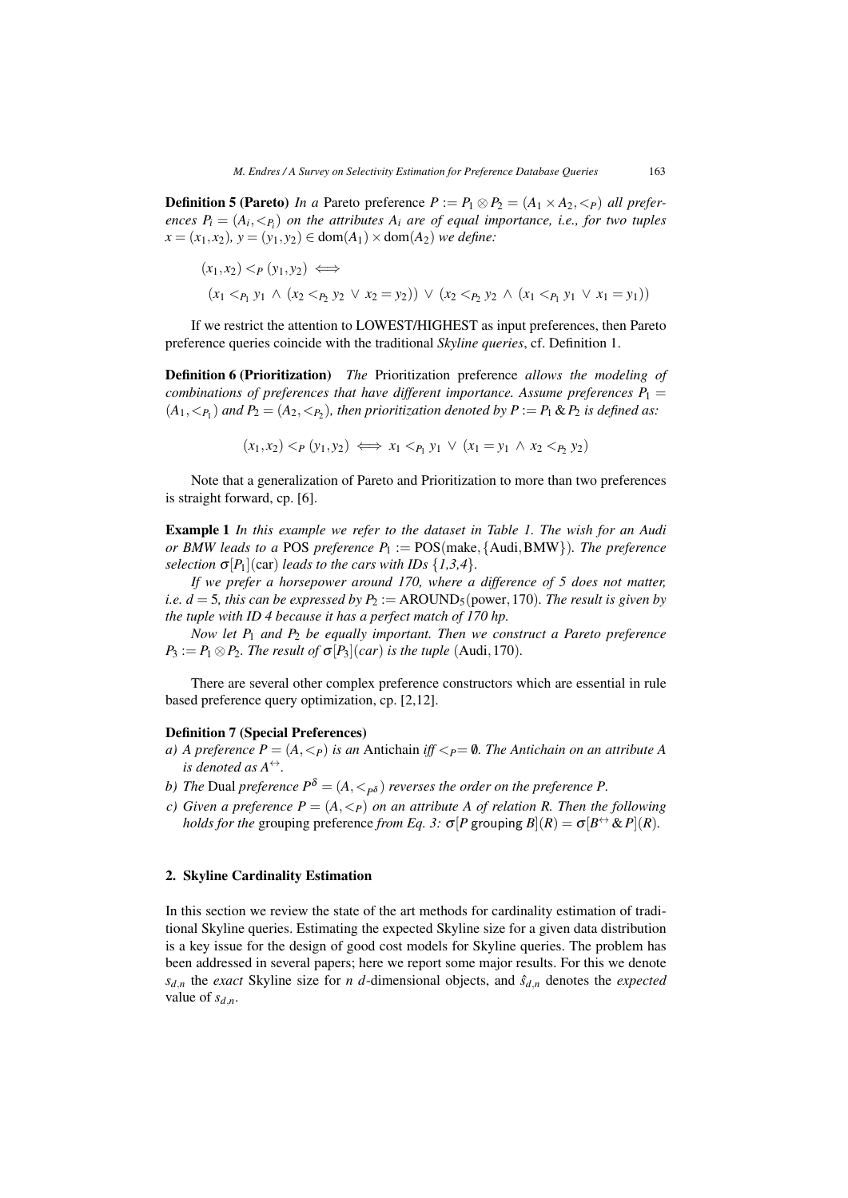**Definition 5 (Pareto)** *In a* Pareto preference $P := P_1 \otimes P_2 = (A_1 \times A_2, <_P)$ *all preferences* $P_i = (A_i, <_{P_i})$ *on the attributes* $A_i$ *are of equal importance, i.e., for two tuples* $x = (x_1, x_2)$, $y = (y_1, y_2) \in \text{dom}(A_1) \times \text{dom}(A_2)$ *we define:*

$$(x_1, x_2) <_P (y_1, y_2) \iff$$

$$(x_1 <_{P_1} y_1 \wedge (x_2 <_{P_2} y_2 \vee x_2 = y_2)) \vee (x_2 <_{P_2} y_2 \wedge (x_1 <_{P_1} y_1 \vee x_1 = y_1))$$

If we restrict the attention to LOWEST/HIGHEST as input preferences, then Pareto preference queries coincide with the traditional *Skyline queries*, cf. Definition 1.

**Definition 6 (Prioritization)** *The* Prioritization preference *allows the modeling of combinations of preferences that have different importance. Assume preferences* $P_1 = (A_1, <_{P_1})$ *and* $P_2 = (A_2, <_{P_2})$*, then prioritization denoted by* $P := P_1 \,\&\, P_2$ *is defined as:*

$$(x_1, x_2) <_P (y_1, y_2) \iff x_1 <_{P_1} y_1 \vee (x_1 = y_1 \wedge x_2 <_{P_2} y_2)$$

Note that a generalization of Pareto and Prioritization to more than two preferences is straight forward, cp. [6].

**Example 1** *In this example we refer to the dataset in Table 1. The wish for an Audi or BMW leads to a* POS *preference* $P_1 := \text{POS}(\text{make}, \{\text{Audi}, \text{BMW}\})$*. The preference selection* $\sigma[P_1](\text{car})$ *leads to the cars with IDs {1,3,4}.*

*If we prefer a horsepower around 170, where a difference of 5 does not matter, i.e.* $d = 5$*, this can be expressed by* $P_2 := \text{AROUND}_5(\text{power}, 170)$*. The result is given by the tuple with ID 4 because it has a perfect match of 170 hp.*

*Now let* $P_1$ *and* $P_2$ *be equally important. Then we construct a Pareto preference* $P_3 := P_1 \otimes P_2$*. The result of* $\sigma[P_3](car)$ *is the tuple* $(\text{Audi}, 170)$*.*

There are several other complex preference constructors which are essential in rule based preference query optimization, cp. [2,12].

**Definition 7 (Special Preferences)**

*a) A preference* $P = (A, <_P)$ *is an* Antichain *iff* $<_P = \emptyset$*. The Antichain on an attribute A is denoted as* $A^{\leftrightarrow}$*.*

*b) The* Dual *preference* $P^{\delta} = (A, <_{P^{\delta}})$ *reverses the order on the preference P.*

*c) Given a preference* $P = (A, <_P)$ *on an attribute A of relation R. Then the following holds for the* grouping preference *from Eq. 3:* $\sigma[P \text{ grouping } B](R) = \sigma[B^{\leftrightarrow} \,\&\, P](R)$*.*

## 2. Skyline Cardinality Estimation

In this section we review the state of the art methods for cardinality estimation of traditional Skyline queries. Estimating the expected Skyline size for a given data distribution is a key issue for the design of good cost models for Skyline queries. The problem has been addressed in several papers; here we report some major results. For this we denote $s_{d,n}$ the *exact* Skyline size for $n$ $d$-dimensional objects, and $\hat{s}_{d,n}$ denotes the *expected* value of $s_{d,n}$.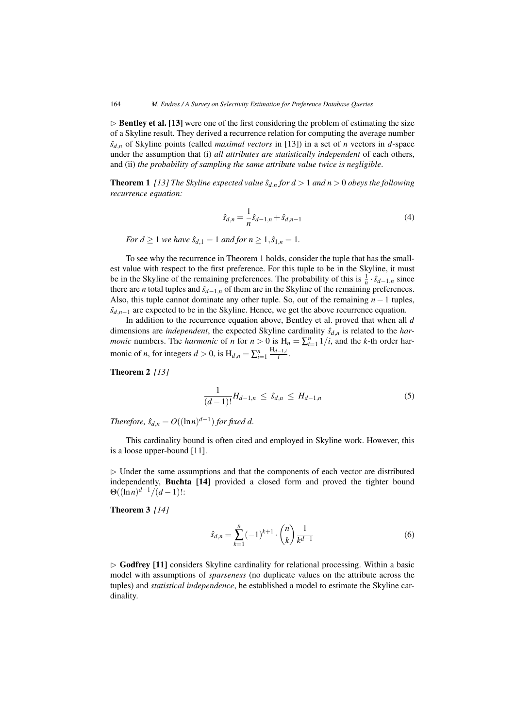▷ **Bentley et al. [13]** were one of the first considering the problem of estimating the size of a Skyline result. They derived a recurrence relation for computing the average number $\hat{s}_{d,n}$ of Skyline points (called *maximal vectors* in [13]) in a set of $n$ vectors in $d$-space under the assumption that (i) *all attributes are statistically independent* of each others, and (ii) *the probability of sampling the same attribute value twice is negligible*.

**Theorem 1** *[13] The Skyline expected value $\hat{s}_{d,n}$ for $d > 1$ and $n > 0$ obeys the following recurrence equation:*

$$\hat{s}_{d,n} = \frac{1}{n}\hat{s}_{d-1,n} + \hat{s}_{d,n-1} \tag{4}$$

*For $d \geq 1$ we have $\hat{s}_{d,1} = 1$ and for $n \geq 1, \hat{s}_{1,n} = 1$.*

To see why the recurrence in Theorem 1 holds, consider the tuple that has the smallest value with respect to the first preference. For this tuple to be in the Skyline, it must be in the Skyline of the remaining preferences. The probability of this is $\frac{1}{n} \cdot \hat{s}_{d-1,n}$ since there are $n$ total tuples and $\hat{s}_{d-1,n}$ of them are in the Skyline of the remaining preferences. Also, this tuple cannot dominate any other tuple. So, out of the remaining $n-1$ tuples, $\hat{s}_{d,n-1}$ are expected to be in the Skyline. Hence, we get the above recurrence equation.

In addition to the recurrence equation above, Bentley et al. proved that when all $d$ dimensions are *independent*, the expected Skyline cardinality $\hat{s}_{d,n}$ is related to the *harmonic* numbers. The *harmonic* of $n$ for $n > 0$ is $\mathrm{H}_n = \sum_{i=1}^{n} 1/i$, and the $k$-th order harmonic of $n$, for integers $d > 0$, is $\mathrm{H}_{d,n} = \sum_{i=1}^{n} \frac{\mathrm{H}_{d-1,i}}{i}$.

**Theorem 2** *[13]*

$$\frac{1}{(d-1)!}H_{d-1,n} \;\leq\; \hat{s}_{d,n} \;\leq\; H_{d-1,n} \tag{5}$$

*Therefore, $\hat{s}_{d,n} = O((\ln n)^{d-1})$ for fixed $d$.*

This cardinality bound is often cited and employed in Skyline work. However, this is a loose upper-bound [11].

▷ Under the same assumptions and that the components of each vector are distributed independently, **Buchta [14]** provided a closed form and proved the tighter bound $\Theta((\ln n)^{d-1}/(d-1)!$:

**Theorem 3** *[14]*

$$\hat{s}_{d,n} = \sum_{k=1}^{n} (-1)^{k+1} \cdot \binom{n}{k} \frac{1}{k^{d-1}} \tag{6}$$

▷ **Godfrey [11]** considers Skyline cardinality for relational processing. Within a basic model with assumptions of *sparseness* (no duplicate values on the attribute across the tuples) and *statistical independence*, he established a model to estimate the Skyline cardinality.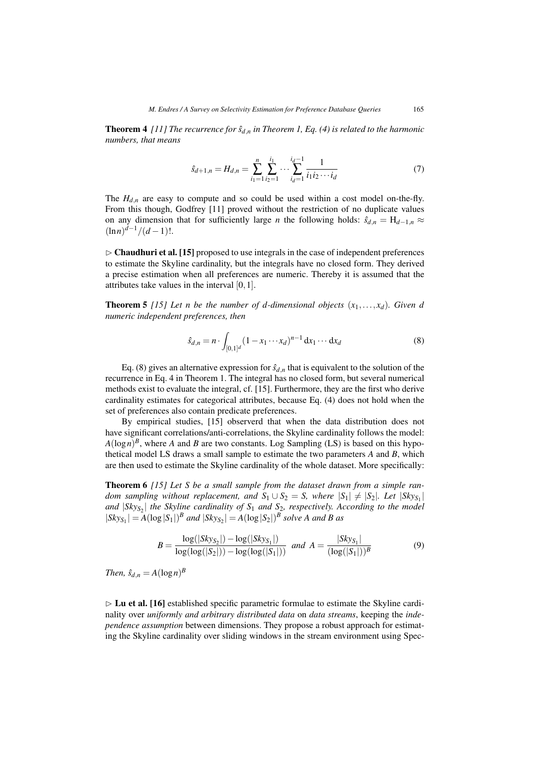**Theorem 4** *[11] The recurrence for $\hat{s}_{d,n}$ in Theorem 1, Eq. (4) is related to the harmonic numbers, that means*

$$\hat{s}_{d+1,n} = H_{d,n} = \sum_{i_1=1}^{n} \sum_{i_2=1}^{i_1} \cdots \sum_{i_d=1}^{i_d-1} \frac{1}{i_1 i_2 \cdots i_d} \tag{7}$$

The $H_{d,n}$ are easy to compute and so could be used within a cost model on-the-fly. From this though, Godfrey [11] proved without the restriction of no duplicate values on any dimension that for sufficiently large $n$ the following holds: $\hat{s}_{d,n} = \mathrm{H}_{d-1,n} \approx (\ln n)^{d-1}/(d-1)!$.

$\triangleright$ **Chaudhuri et al. [15]** proposed to use integrals in the case of independent preferences to estimate the Skyline cardinality, but the integrals have no closed form. They derived a precise estimation when all preferences are numeric. Thereby it is assumed that the attributes take values in the interval $[0,1]$.

**Theorem 5** *[15] Let $n$ be the number of $d$-dimensional objects $(x_1, \ldots, x_d)$. Given $d$ numeric independent preferences, then*

$$\hat{s}_{d,n} = n \cdot \int_{[0,1]^d} (1 - x_1 \cdots x_d)^{n-1} \, \mathrm{d}x_1 \cdots \mathrm{d}x_d \tag{8}$$

Eq. (8) gives an alternative expression for $\hat{s}_{d,n}$ that is equivalent to the solution of the recurrence in Eq. 4 in Theorem 1. The integral has no closed form, but several numerical methods exist to evaluate the integral, cf. [15]. Furthermore, they are the first who derive cardinality estimates for categorical attributes, because Eq. (4) does not hold when the set of preferences also contain predicate preferences.

By empirical studies, [15] observerd that when the data distribution does not have significant correlations/anti-correlations, the Skyline cardinality follows the model: $A(\log n)^B$, where $A$ and $B$ are two constants. Log Sampling (LS) is based on this hypothetical model LS draws a small sample to estimate the two parameters $A$ and $B$, which are then used to estimate the Skyline cardinality of the whole dataset. More specifically:

**Theorem 6** *[15] Let $S$ be a small sample from the dataset drawn from a simple random sampling without replacement, and $S_1 \cup S_2 = S$, where $|S_1| \neq |S_2|$. Let $|Sky_{S_1}|$ and $|Sky_{S_2}|$ the Skyline cardinality of $S_1$ and $S_2$, respectively. According to the model $|Sky_{S_1}| = A(\log |S_1|)^B$ and $|Sky_{S_2}| = A(\log |S_2|)^B$ solve $A$ and $B$ as*

$$B = \frac{\log(|Sky_{S_2}|) - \log(|Sky_{S_1}|)}{\log(\log(|S_2|)) - \log(\log(|S_1|))} \;\; \text{and} \;\; A = \frac{|Sky_{S_1}|}{(\log(|S_1|))^B} \tag{9}$$

*Then, $\hat{s}_{d,n} = A(\log n)^B$*

$\triangleright$ **Lu et al. [16]** established specific parametric formulae to estimate the Skyline cardinality over *uniformly and arbitrary distributed data* on *data streams*, keeping the *independence assumption* between dimensions. They propose a robust approach for estimating the Skyline cardinality over sliding windows in the stream environment using Spec-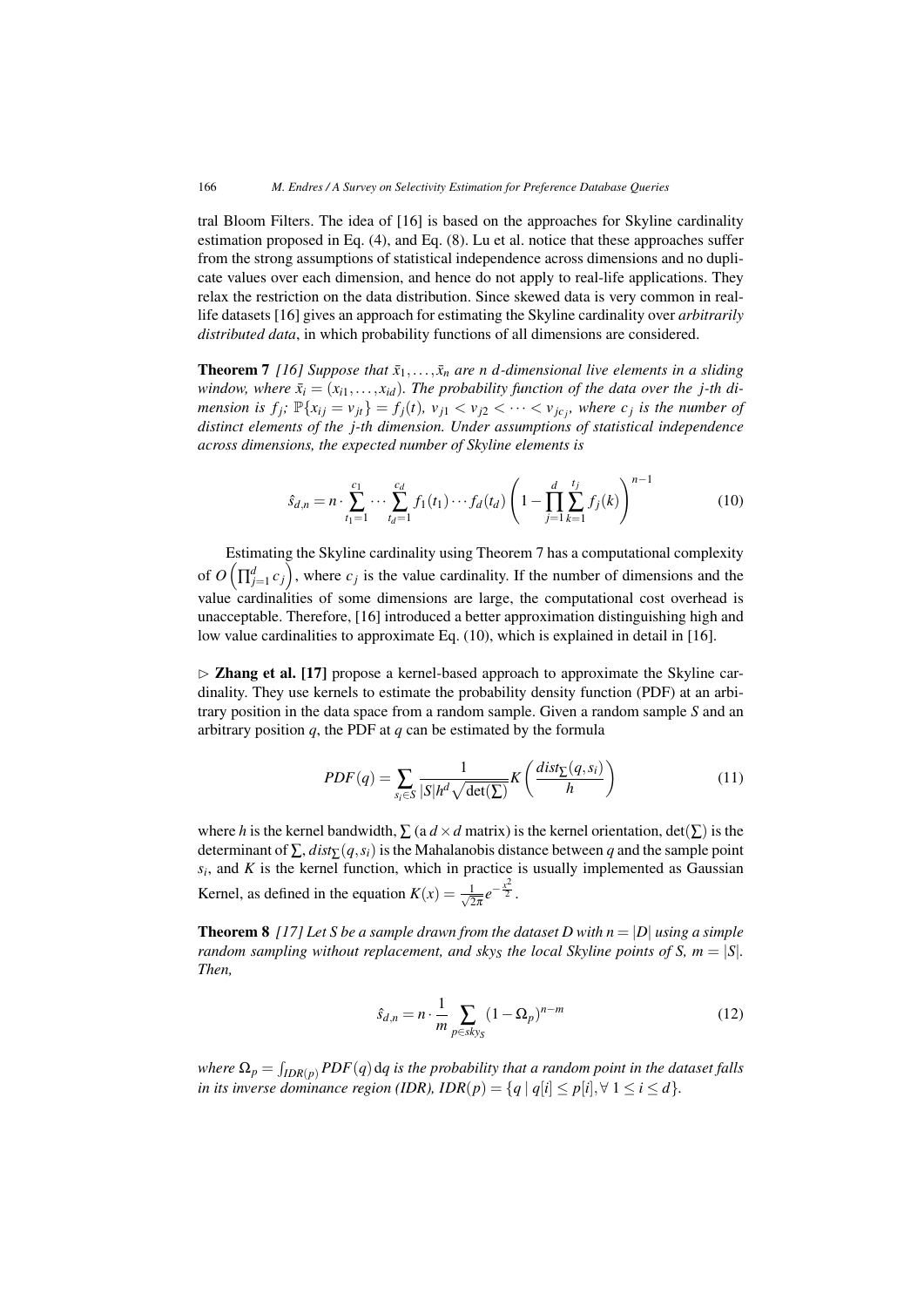tral Bloom Filters. The idea of [16] is based on the approaches for Skyline cardinality estimation proposed in Eq. (4), and Eq. (8). Lu et al. notice that these approaches suffer from the strong assumptions of statistical independence across dimensions and no duplicate values over each dimension, and hence do not apply to real-life applications. They relax the restriction on the data distribution. Since skewed data is very common in real-life datasets [16] gives an approach for estimating the Skyline cardinality over *arbitrarily distributed data*, in which probability functions of all dimensions are considered.

**Theorem 7** *[16] Suppose that $\bar{x}_1, \ldots, \bar{x}_n$ are n d-dimensional live elements in a sliding window, where $\bar{x}_i = (x_{i1}, \ldots, x_{id})$. The probability function of the data over the j-th dimension is $f_j$; $\mathbb{P}\{x_{ij} = v_{jt}\} = f_j(t)$, $v_{j1} < v_{j2} < \cdots < v_{jc_j}$, where $c_j$ is the number of distinct elements of the j-th dimension. Under assumptions of statistical independence across dimensions, the expected number of Skyline elements is*

$$\hat{s}_{d,n} = n \cdot \sum_{t_1=1}^{c_1} \cdots \sum_{t_d=1}^{c_d} f_1(t_1) \cdots f_d(t_d) \left( 1 - \prod_{j=1}^{d} \sum_{k=1}^{t_j} f_j(k) \right)^{n-1} \tag{10}$$

Estimating the Skyline cardinality using Theorem 7 has a computational complexity of $O\left(\prod_{j=1}^{d} c_j\right)$, where $c_j$ is the value cardinality. If the number of dimensions and the value cardinalities of some dimensions are large, the computational cost overhead is unacceptable. Therefore, [16] introduced a better approximation distinguishing high and low value cardinalities to approximate Eq. (10), which is explained in detail in [16].

▷ **Zhang et al. [17]** propose a kernel-based approach to approximate the Skyline cardinality. They use kernels to estimate the probability density function (PDF) at an arbitrary position in the data space from a random sample. Given a random sample $S$ and an arbitrary position $q$, the PDF at $q$ can be estimated by the formula

$$PDF(q) = \sum_{s_i \in S} \frac{1}{|S| h^d \sqrt{\det(\sum)}} K\left( \frac{dist_{\sum}(q, s_i)}{h} \right) \tag{11}$$

where $h$ is the kernel bandwidth, $\sum$ (a $d \times d$ matrix) is the kernel orientation, $\det(\sum)$ is the determinant of $\sum$, $dist_{\sum}(q, s_i)$ is the Mahalanobis distance between $q$ and the sample point $s_i$, and $K$ is the kernel function, which in practice is usually implemented as Gaussian Kernel, as defined in the equation $K(x) = \frac{1}{\sqrt{2\pi}} e^{-\frac{x^2}{2}}$.

**Theorem 8** *[17] Let S be a sample drawn from the dataset D with $n = |D|$ using a simple random sampling without replacement, and $sky_S$ the local Skyline points of S, $m = |S|$. Then,*

$$\hat{s}_{d,n} = n \cdot \frac{1}{m} \sum_{p \in sky_S} (1 - \Omega_p)^{n-m} \tag{12}$$

*where $\Omega_p = \int_{IDR(p)} PDF(q) \, \mathrm{d}q$ is the probability that a random point in the dataset falls in its inverse dominance region (IDR), $IDR(p) = \{q \mid q[i] \leq p[i], \forall\, 1 \leq i \leq d\}$.*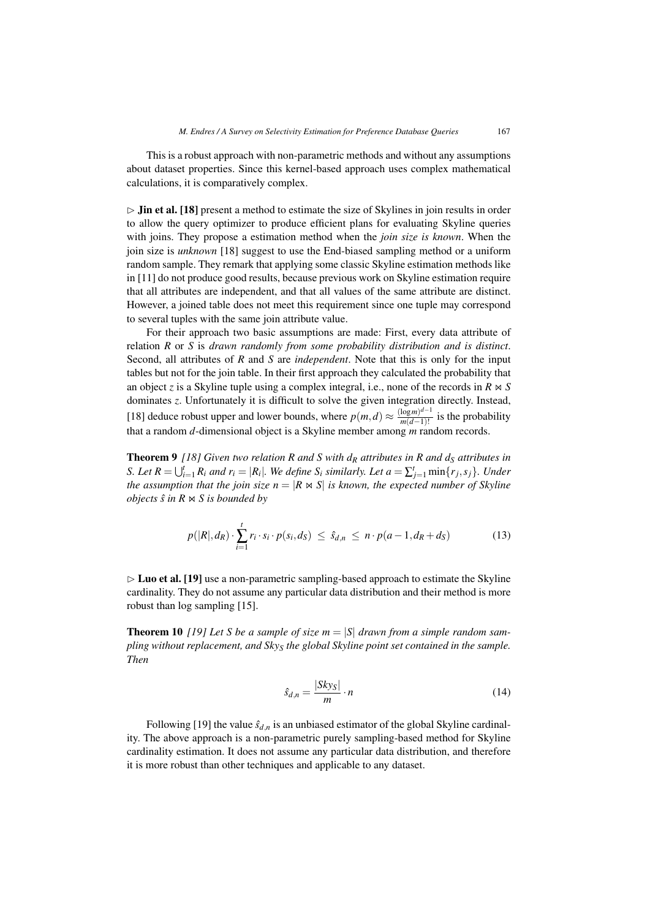This is a robust approach with non-parametric methods and without any assumptions about dataset properties. Since this kernel-based approach uses complex mathematical calculations, it is comparatively complex.

▷ **Jin et al. [18]** present a method to estimate the size of Skylines in join results in order to allow the query optimizer to produce efficient plans for evaluating Skyline queries with joins. They propose a estimation method when the *join size is known*. When the join size is *unknown* [18] suggest to use the End-biased sampling method or a uniform random sample. They remark that applying some classic Skyline estimation methods like in [11] do not produce good results, because previous work on Skyline estimation require that all attributes are independent, and that all values of the same attribute are distinct. However, a joined table does not meet this requirement since one tuple may correspond to several tuples with the same join attribute value.

For their approach two basic assumptions are made: First, every data attribute of relation $R$ or $S$ is *drawn randomly from some probability distribution and is distinct*. Second, all attributes of $R$ and $S$ are *independent*. Note that this is only for the input tables but not for the join table. In their first approach they calculated the probability that an object $z$ is a Skyline tuple using a complex integral, i.e., none of the records in $R \bowtie S$ dominates $z$. Unfortunately it is difficult to solve the given integration directly. Instead, [18] deduce robust upper and lower bounds, where $p(m,d) \approx \frac{(\log m)^{d-1}}{m(d-1)!}$ is the probability that a random $d$-dimensional object is a Skyline member among $m$ random records.

**Theorem 9** *[18] Given two relation $R$ and $S$ with $d_R$ attributes in $R$ and $d_S$ attributes in $S$. Let $R = \bigcup_{i=1}^{t} R_i$ and $r_i = |R_i|$. We define $S_i$ similarly. Let $a = \sum_{j=1}^{t} \min\{r_j, s_j\}$. Under the assumption that the join size $n = |R \bowtie S|$ is known, the expected number of Skyline objects $\hat{s}$ in $R \bowtie S$ is bounded by*

$$p(|R|, d_R) \cdot \sum_{i=1}^{t} r_i \cdot s_i \cdot p(s_i, d_S) \;\leq\; \hat{s}_{d,n} \;\leq\; n \cdot p(a-1, d_R + d_S) \tag{13}$$

▷ **Luo et al. [19]** use a non-parametric sampling-based approach to estimate the Skyline cardinality. They do not assume any particular data distribution and their method is more robust than log sampling [15].

**Theorem 10** *[19] Let $S$ be a sample of size $m = |S|$ drawn from a simple random sampling without replacement, and $Sky_S$ the global Skyline point set contained in the sample. Then*

$$\hat{s}_{d,n} = \frac{|Sky_S|}{m} \cdot n \tag{14}$$

Following [19] the value $\hat{s}_{d,n}$ is an unbiased estimator of the global Skyline cardinality. The above approach is a non-parametric purely sampling-based method for Skyline cardinality estimation. It does not assume any particular data distribution, and therefore it is more robust than other techniques and applicable to any dataset.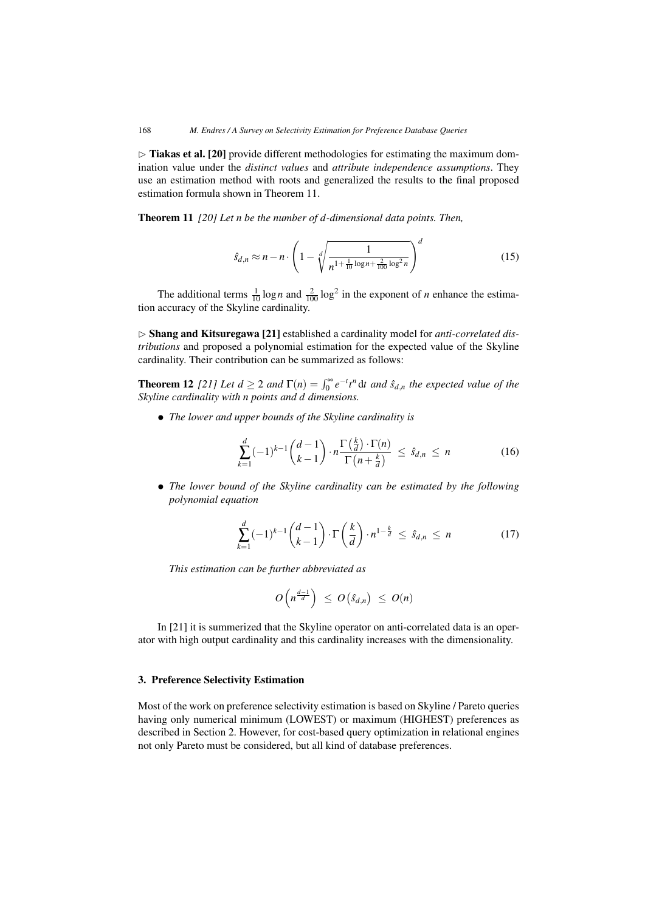▷ **Tiakas et al. [20]** provide different methodologies for estimating the maximum domination value under the *distinct values* and *attribute independence assumptions*. They use an estimation method with roots and generalized the results to the final proposed estimation formula shown in Theorem 11.

**Theorem 11** *[20] Let n be the number of d-dimensional data points. Then,*

$$\hat{s}_{d,n} \approx n - n \cdot \left(1 - \sqrt[d]{\frac{1}{n^{1+\frac{1}{10}\log n + \frac{2}{100}\log^2 n}}}\right)^d \tag{15}$$

The additional terms $\frac{1}{10}\log n$ and $\frac{2}{100}\log^2$ in the exponent of $n$ enhance the estimation accuracy of the Skyline cardinality.

▷ **Shang and Kitsuregawa [21]** established a cardinality model for *anti-correlated distributions* and proposed a polynomial estimation for the expected value of the Skyline cardinality. Their contribution can be summarized as follows:

**Theorem 12** *[21] Let $d \geq 2$ and $\Gamma(n) = \int_0^\infty e^{-t} t^n \, \mathrm{d}t$ and $\hat{s}_{d,n}$ the expected value of the Skyline cardinality with n points and d dimensions.*

- *The lower and upper bounds of the Skyline cardinality is*

$$\sum_{k=1}^{d} (-1)^{k-1} \binom{d-1}{k-1} \cdot n \frac{\Gamma\left(\frac{k}{d}\right) \cdot \Gamma(n)}{\Gamma\left(n + \frac{k}{d}\right)} \;\leq\; \hat{s}_{d,n} \;\leq\; n \tag{16}$$

- *The lower bound of the Skyline cardinality can be estimated by the following polynomial equation*

$$\sum_{k=1}^{d} (-1)^{k-1} \binom{d-1}{k-1} \cdot \Gamma\left(\frac{k}{d}\right) \cdot n^{1-\frac{k}{d}} \;\leq\; \hat{s}_{d,n} \;\leq\; n \tag{17}$$

  *This estimation can be further abbreviated as*

$$O\left(n^{\frac{d-1}{d}}\right) \;\leq\; O\left(\hat{s}_{d,n}\right) \;\leq\; O(n)$$

In [21] it is summerized that the Skyline operator on anti-correlated data is an operator with high output cardinality and this cardinality increases with the dimensionality.

## 3. Preference Selectivity Estimation

Most of the work on preference selectivity estimation is based on Skyline / Pareto queries having only numerical minimum (LOWEST) or maximum (HIGHEST) preferences as described in Section 2. However, for cost-based query optimization in relational engines not only Pareto must be considered, but all kind of database preferences.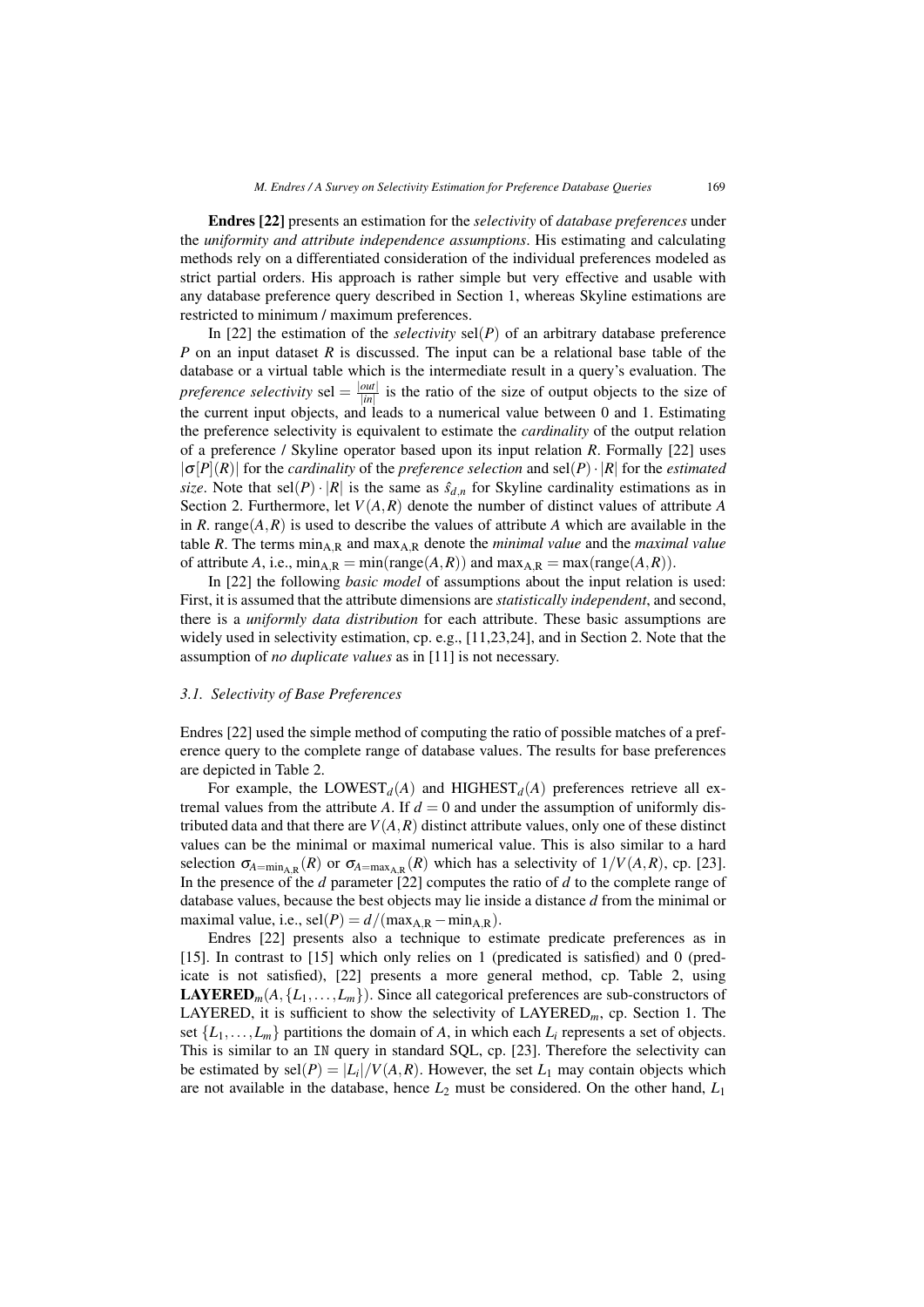**Endres [22]** presents an estimation for the *selectivity* of *database preferences* under the *uniformity and attribute independence assumptions*. His estimating and calculating methods rely on a differentiated consideration of the individual preferences modeled as strict partial orders. His approach is rather simple but very effective and usable with any database preference query described in Section 1, whereas Skyline estimations are restricted to minimum / maximum preferences.

In [22] the estimation of the *selectivity* $\text{sel}(P)$ of an arbitrary database preference $P$ on an input dataset $R$ is discussed. The input can be a relational base table of the database or a virtual table which is the intermediate result in a query's evaluation. The *preference selectivity* $\text{sel} = \frac{|out|}{|in|}$ is the ratio of the size of output objects to the size of the current input objects, and leads to a numerical value between 0 and 1. Estimating the preference selectivity is equivalent to estimate the *cardinality* of the output relation of a preference / Skyline operator based upon its input relation $R$. Formally [22] uses $|\sigma[P](R)|$ for the *cardinality* of the *preference selection* and $\text{sel}(P) \cdot |R|$ for the *estimated size*. Note that $\text{sel}(P) \cdot |R|$ is the same as $\hat{s}_{d,n}$ for Skyline cardinality estimations as in Section 2. Furthermore, let $V(A,R)$ denote the number of distinct values of attribute $A$ in $R$. $\text{range}(A,R)$ is used to describe the values of attribute $A$ which are available in the table $R$. The terms $\min_{A,R}$ and $\max_{A,R}$ denote the *minimal value* and the *maximal value* of attribute $A$, i.e., $\min_{A,R} = \min(\text{range}(A,R))$ and $\max_{A,R} = \max(\text{range}(A,R))$.

In [22] the following *basic model* of assumptions about the input relation is used: First, it is assumed that the attribute dimensions are *statistically independent*, and second, there is a *uniformly data distribution* for each attribute. These basic assumptions are widely used in selectivity estimation, cp. e.g., [11,23,24], and in Section 2. Note that the assumption of *no duplicate values* as in [11] is not necessary.

### 3.1. Selectivity of Base Preferences

Endres [22] used the simple method of computing the ratio of possible matches of a preference query to the complete range of database values. The results for base preferences are depicted in Table 2.

For example, the $\text{LOWEST}_d(A)$ and $\text{HIGHEST}_d(A)$ preferences retrieve all extremal values from the attribute $A$. If $d = 0$ and under the assumption of uniformly distributed data and that there are $V(A,R)$ distinct attribute values, only one of these distinct values can be the minimal or maximal numerical value. This is also similar to a hard selection $\sigma_{A=\min_{A,R}}(R)$ or $\sigma_{A=\max_{A,R}}(R)$ which has a selectivity of $1/V(A,R)$, cp. [23]. In the presence of the $d$ parameter [22] computes the ratio of $d$ to the complete range of database values, because the best objects may lie inside a distance $d$ from the minimal or maximal value, i.e., $\text{sel}(P) = d/(\max_{A,R} - \min_{A,R})$.

Endres [22] presents also a technique to estimate predicate preferences as in [15]. In contrast to [15] which only relies on 1 (predicated is satisfied) and 0 (predicate is not satisfied), [22] presents a more general method, cp. Table 2, using $\textbf{LAYERED}_m(A, \{L_1, \ldots, L_m\})$. Since all categorical preferences are sub-constructors of LAYERED, it is sufficient to show the selectivity of $\text{LAYERED}_m$, cp. Section 1. The set $\{L_1, \ldots, L_m\}$ partitions the domain of $A$, in which each $L_i$ represents a set of objects. This is similar to an `IN` query in standard SQL, cp. [23]. Therefore the selectivity can be estimated by $\text{sel}(P) = |L_i|/V(A,R)$. However, the set $L_1$ may contain objects which are not available in the database, hence $L_2$ must be considered. On the other hand, $L_1$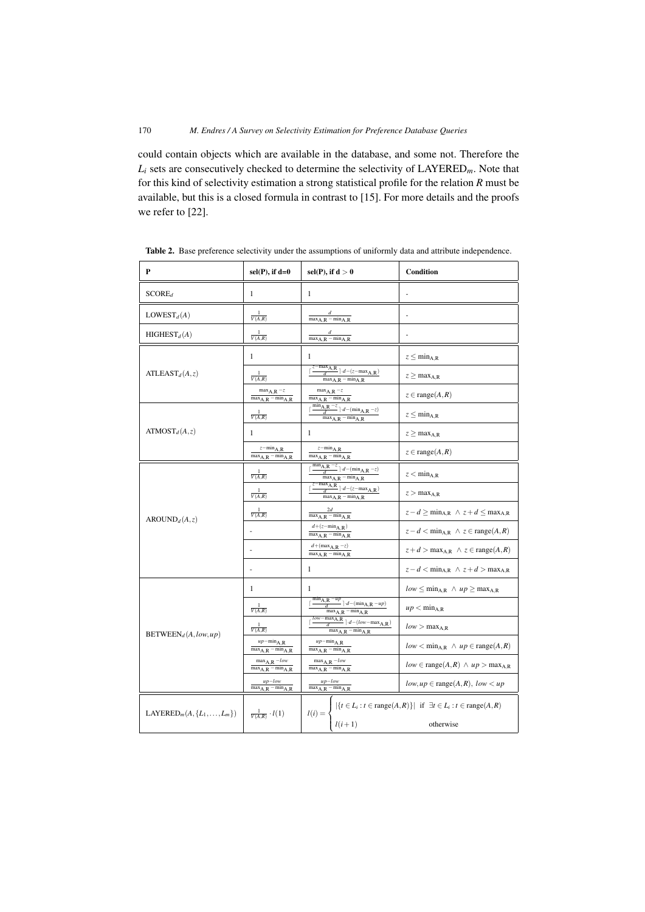could contain objects which are available in the database, and some not. Therefore the $L_i$ sets are consecutively checked to determine the selectivity of LAYERED$_m$. Note that for this kind of selectivity estimation a strong statistical profile for the relation $R$ must be available, but this is a closed formula in contrast to [15]. For more details and the proofs we refer to [22].

**Table 2.** Base preference selectivity under the assumptions of uniformly data and attribute independence.

| P | sel(P), if d=0 | sel(P), if d > 0 | Condition |
|---|---|---|---|
| SCORE$_d$ | 1 | 1 | - |
| LOWEST$_d(A)$ | $\frac{1}{V(A,R)}$ | $\frac{d}{\max_{A,R} - \min_{A,R}}$ | - |
| HIGHEST$_d(A)$ | $\frac{1}{V(A,R)}$ | $\frac{d}{\max_{A,R} - \min_{A,R}}$ | - |
| ATLEAST$_d(A,z)$ | 1 | 1 | $z \leq \min_{A,R}$ |
| | $\frac{1}{V(A,R)}$ | $\frac{\lceil \frac{z-\max_{A,R}}{d} \rceil \cdot d - (z - \max_{A,R})}{\max_{A,R} - \min_{A,R}}$ | $z \geq \max_{A,R}$ |
| | $\frac{\max_{A,R} - z}{\max_{A,R} - \min_{A,R}}$ | $\frac{\max_{A,R} - z}{\max_{A,R} - \min_{A,R}}$ | $z \in \text{range}(A,R)$ |
| ATMOST$_d(A,z)$ | $\frac{1}{V(A,R)}$ | $\frac{\lceil \frac{\min_{A,R}-z}{d} \rceil \cdot d - (\min_{A,R} - z)}{\max_{A,R} - \min_{A,R}}$ | $z \leq \min_{A,R}$ |
| | 1 | 1 | $z \geq \max_{A,R}$ |
| | $\frac{z - \min_{A,R}}{\max_{A,R} - \min_{A,R}}$ | $\frac{z - \min_{A,R}}{\max_{A,R} - \min_{A,R}}$ | $z \in \text{range}(A,R)$ |
| AROUND$_d(A,z)$ | $\frac{1}{V(A,R)}$ | $\frac{\lceil \frac{\min_{A,R}-z}{d} \rceil \cdot d - (\min_{A,R} - z)}{\max_{A,R} - \min_{A,R}}$ | $z < \min_{A,R}$ |
| | $\frac{1}{V(A,R)}$ | $\frac{\lceil \frac{z-\max_{A,R}}{d} \rceil \cdot d - (z - \max_{A,R})}{\max_{A,R} - \min_{A,R}}$ | $z > \max_{A,R}$ |
| | $\frac{1}{V(A,R)}$ | $\frac{2d}{\max_{A,R} - \min_{A,R}}$ | $z - d \geq \min_{A,R} \ \wedge \ z + d \leq \max_{A,R}$ |
| | - | $\frac{d + (z - \min_{A,R})}{\max_{A,R} - \min_{A,R}}$ | $z - d < \min_{A,R} \ \wedge \ z \in \text{range}(A,R)$ |
| | - | $\frac{d + (\max_{A,R} - z)}{\max_{A,R} - \min_{A,R}}$ | $z + d > \max_{A,R} \ \wedge \ z \in \text{range}(A,R)$ |
| | - | 1 | $z - d < \min_{A,R} \ \wedge \ z + d > \max_{A,R}$ |
| BETWEEN$_d(A, low, up)$ | 1 | 1 | $low \leq \min_{A,R} \ \wedge \ up \geq \max_{A,R}$ |
| | $\frac{1}{V(A,R)}$ | $\frac{\lceil \frac{\min_{A,R}-up}{d} \rceil \cdot d - (\min_{A,R} - up)}{\max_{A,R} - \min_{A,R}}$ | $up < \min_{A,R}$ |
| | $\frac{1}{V(A,R)}$ | $\frac{\lceil \frac{low-\max_{A,R}}{d} \rceil \cdot d - (low - \max_{A,R})}{\max_{A,R} - \min_{A,R}}$ | $low > \max_{A,R}$ |
| | $\frac{up - \min_{A,R}}{\max_{A,R} - \min_{A,R}}$ | $\frac{up - \min_{A,R}}{\max_{A,R} - \min_{A,R}}$ | $low < \min_{A,R} \ \wedge \ up \in \text{range}(A,R)$ |
| | $\frac{\max_{A,R} - low}{\max_{A,R} - \min_{A,R}}$ | $\frac{\max_{A,R} - low}{\max_{A,R} - \min_{A,R}}$ | $low \in \text{range}(A,R) \ \wedge \ up > \max_{A,R}$ |
| | $\frac{up - low}{\max_{A,R} - \min_{A,R}}$ | $\frac{up - low}{\max_{A,R} - \min_{A,R}}$ | $low, up \in \text{range}(A,R), \ low < up$ |
| LAYERED$_m(A, \{L_1, \ldots, L_m\})$ | $\frac{1}{V(A,R)} \cdot l(1)$ | $l(i) = \begin{cases} \lvert \{t \in L_i : t \in \text{range}(A,R)\} \rvert & \text{if } \exists t \in L_i : t \in \text{range}(A,R) \\ l(i+1) & \text{otherwise} \end{cases}$ | |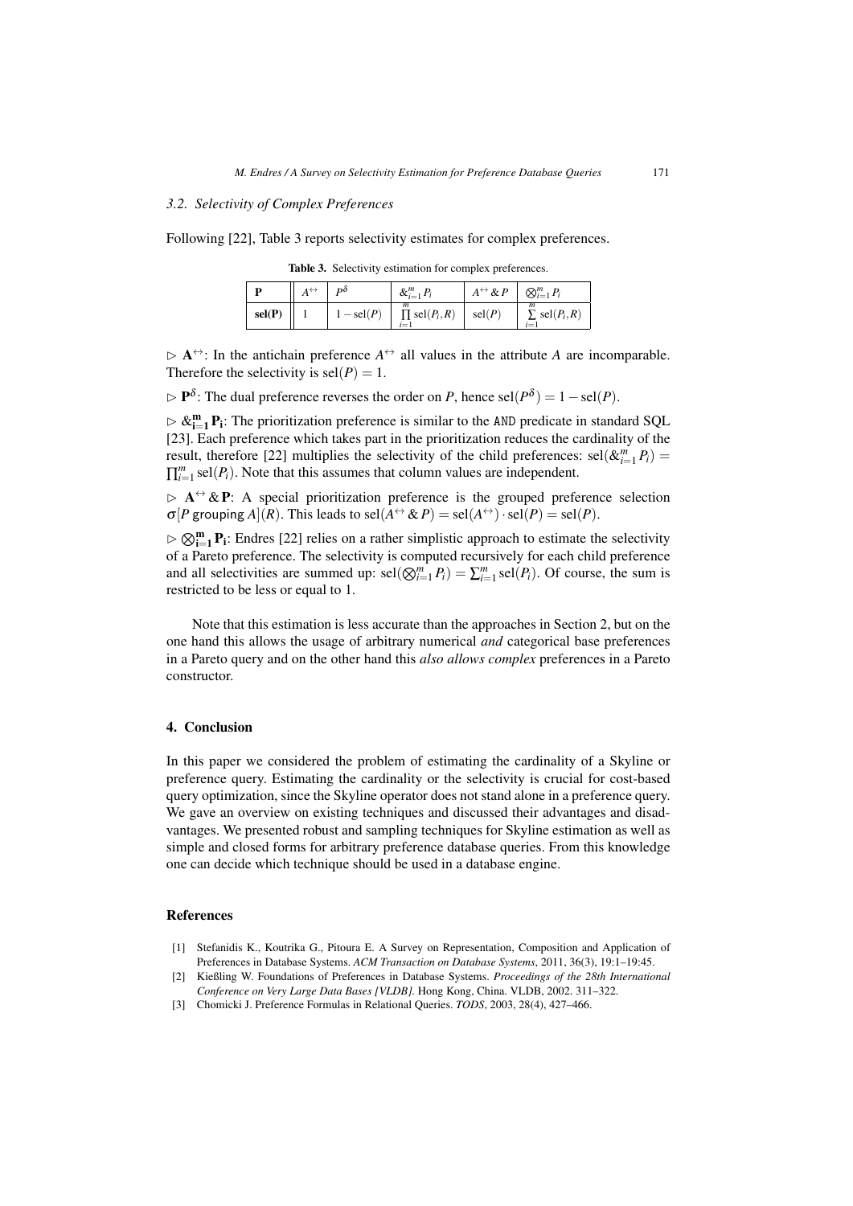### 3.2. Selectivity of Complex Preferences

Following [22], Table 3 reports selectivity estimates for complex preferences.

**Table 3.** Selectivity estimation for complex preferences.

| **P** | $A^{\leftrightarrow}$ | $P^{\delta}$ | $\&_{i=1}^{m} P_i$ | $A^{\leftrightarrow} \& P$ | $\bigotimes_{i=1}^{m} P_i$ |
|---|---|---|---|---|---|
| **sel(P)** | 1 | $1 - \text{sel}(P)$ | $\prod_{i=1}^{m} \text{sel}(P_i, R)$ | $\text{sel}(P)$ | $\sum_{i=1}^{m} \text{sel}(P_i, R)$ |

$\triangleright$ $\mathbf{A}^{\leftrightarrow}$: In the antichain preference $A^{\leftrightarrow}$ all values in the attribute $A$ are incomparable. Therefore the selectivity is $\text{sel}(P) = 1$.

$\triangleright$ $\mathbf{P}^{\delta}$: The dual preference reverses the order on $P$, hence $\text{sel}(P^{\delta}) = 1 - \text{sel}(P)$.

$\triangleright$ $\&_{\mathbf{i=1}}^{\mathbf{m}} \mathbf{P_i}$: The prioritization preference is similar to the `AND` predicate in standard SQL [23]. Each preference which takes part in the prioritization reduces the cardinality of the result, therefore [22] multiplies the selectivity of the child preferences: $\text{sel}(\&_{i=1}^{m} P_i) = \prod_{i=1}^{m} \text{sel}(P_i)$. Note that this assumes that column values are independent.

$\triangleright$ $\mathbf{A}^{\leftrightarrow} \& \mathbf{P}$: A special prioritization preference is the grouped preference selection $\sigma[P \text{ grouping } A](R)$. This leads to $\text{sel}(A^{\leftrightarrow} \& P) = \text{sel}(A^{\leftrightarrow}) \cdot \text{sel}(P) = \text{sel}(P)$.

$\triangleright$ $\bigotimes_{\mathbf{i=1}}^{\mathbf{m}} \mathbf{P_i}$: Endres [22] relies on a rather simplistic approach to estimate the selectivity of a Pareto preference. The selectivity is computed recursively for each child preference and all selectivities are summed up: $\text{sel}(\bigotimes_{i=1}^{m} P_i) = \sum_{i=1}^{m} \text{sel}(P_i)$. Of course, the sum is restricted to be less or equal to 1.

Note that this estimation is less accurate than the approaches in Section 2, but on the one hand this allows the usage of arbitrary numerical *and* categorical base preferences in a Pareto query and on the other hand this *also allows complex* preferences in a Pareto constructor.

## 4. Conclusion

In this paper we considered the problem of estimating the cardinality of a Skyline or preference query. Estimating the cardinality or the selectivity is crucial for cost-based query optimization, since the Skyline operator does not stand alone in a preference query. We gave an overview on existing techniques and discussed their advantages and disadvantages. We presented robust and sampling techniques for Skyline estimation as well as simple and closed forms for arbitrary preference database queries. From this knowledge one can decide which technique should be used in a database engine.

## References

[1] Stefanidis K., Koutrika G., Pitoura E. A Survey on Representation, Composition and Application of Preferences in Database Systems. *ACM Transaction on Database Systems*, 2011, 36(3), 19:1–19:45.

[2] Kießling W. Foundations of Preferences in Database Systems. *Proceedings of the 28th International Conference on Very Large Data Bases [VLDB]*. Hong Kong, China. VLDB, 2002. 311–322.

[3] Chomicki J. Preference Formulas in Relational Queries. *TODS*, 2003, 28(4), 427–466.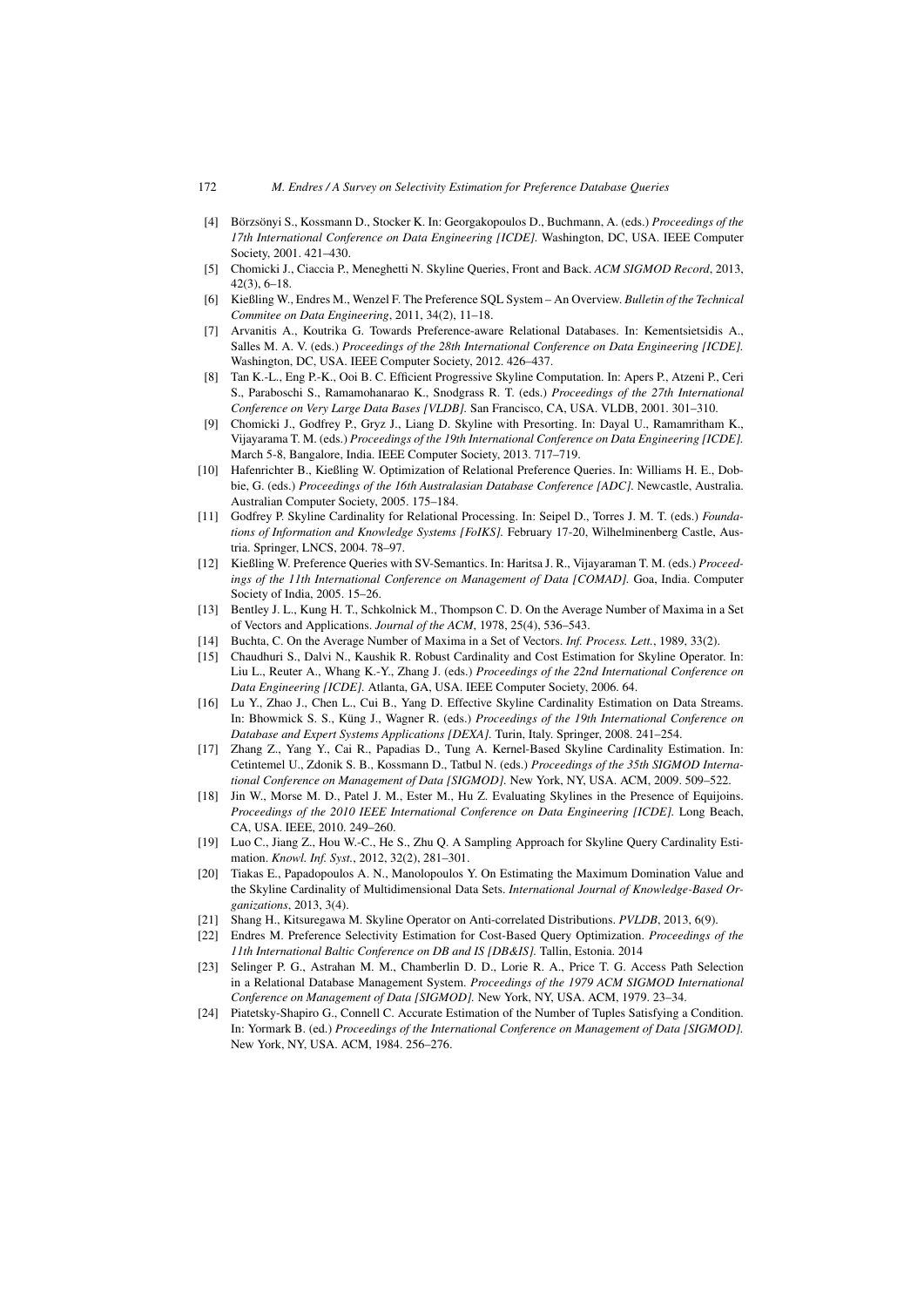- [4] Börzsönyi S., Kossmann D., Stocker K. In: Georgakopoulos D., Buchmann, A. (eds.) *Proceedings of the 17th International Conference on Data Engineering [ICDE].* Washington, DC, USA. IEEE Computer Society, 2001. 421–430.
- [5] Chomicki J., Ciaccia P., Meneghetti N. Skyline Queries, Front and Back. *ACM SIGMOD Record*, 2013, 42(3), 6–18.
- [6] Kießling W., Endres M., Wenzel F. The Preference SQL System – An Overview. *Bulletin of the Technical Commitee on Data Engineering*, 2011, 34(2), 11–18.
- [7] Arvanitis A., Koutrika G. Towards Preference-aware Relational Databases. In: Kementsietsidis A., Salles M. A. V. (eds.) *Proceedings of the 28th International Conference on Data Engineering [ICDE].* Washington, DC, USA. IEEE Computer Society, 2012. 426–437.
- [8] Tan K.-L., Eng P.-K., Ooi B. C. Efficient Progressive Skyline Computation. In: Apers P., Atzeni P., Ceri S., Paraboschi S., Ramamohanarao K., Snodgrass R. T. (eds.) *Proceedings of the 27th International Conference on Very Large Data Bases [VLDB].* San Francisco, CA, USA. VLDB, 2001. 301–310.
- [9] Chomicki J., Godfrey P., Gryz J., Liang D. Skyline with Presorting. In: Dayal U., Ramamritham K., Vijayarama T. M. (eds.) *Proceedings of the 19th International Conference on Data Engineering [ICDE].* March 5-8, Bangalore, India. IEEE Computer Society, 2013. 717–719.
- [10] Hafenrichter B., Kießling W. Optimization of Relational Preference Queries. In: Williams H. E., Dobbie, G. (eds.) *Proceedings of the 16th Australasian Database Conference [ADC].* Newcastle, Australia. Australian Computer Society, 2005. 175–184.
- [11] Godfrey P. Skyline Cardinality for Relational Processing. In: Seipel D., Torres J. M. T. (eds.) *Foundations of Information and Knowledge Systems [FoIKS].* February 17-20, Wilhelminenberg Castle, Austria. Springer, LNCS, 2004. 78–97.
- [12] Kießling W. Preference Queries with SV-Semantics. In: Haritsa J. R., Vijayaraman T. M. (eds.) *Proceedings of the 11th International Conference on Management of Data [COMAD].* Goa, India. Computer Society of India, 2005. 15–26.
- [13] Bentley J. L., Kung H. T., Schkolnick M., Thompson C. D. On the Average Number of Maxima in a Set of Vectors and Applications. *Journal of the ACM*, 1978, 25(4), 536–543.
- [14] Buchta, C. On the Average Number of Maxima in a Set of Vectors. *Inf. Process. Lett.*, 1989, 33(2).
- [15] Chaudhuri S., Dalvi N., Kaushik R. Robust Cardinality and Cost Estimation for Skyline Operator. In: Liu L., Reuter A., Whang K.-Y., Zhang J. (eds.) *Proceedings of the 22nd International Conference on Data Engineering [ICDE].* Atlanta, GA, USA. IEEE Computer Society, 2006. 64.
- [16] Lu Y., Zhao J., Chen L., Cui B., Yang D. Effective Skyline Cardinality Estimation on Data Streams. In: Bhowmick S. S., Küng J., Wagner R. (eds.) *Proceedings of the 19th International Conference on Database and Expert Systems Applications [DEXA].* Turin, Italy. Springer, 2008. 241–254.
- [17] Zhang Z., Yang Y., Cai R., Papadias D., Tung A. Kernel-Based Skyline Cardinality Estimation. In: Cetintemel U., Zdonik S. B., Kossmann D., Tatbul N. (eds.) *Proceedings of the 35th SIGMOD International Conference on Management of Data [SIGMOD].* New York, NY, USA. ACM, 2009. 509–522.
- [18] Jin W., Morse M. D., Patel J. M., Ester M., Hu Z. Evaluating Skylines in the Presence of Equijoins. *Proceedings of the 2010 IEEE International Conference on Data Engineering [ICDE].* Long Beach, CA, USA. IEEE, 2010. 249–260.
- [19] Luo C., Jiang Z., Hou W.-C., He S., Zhu Q. A Sampling Approach for Skyline Query Cardinality Estimation. *Knowl. Inf. Syst.*, 2012, 32(2), 281–301.
- [20] Tiakas E., Papadopoulos A. N., Manolopoulos Y. On Estimating the Maximum Domination Value and the Skyline Cardinality of Multidimensional Data Sets. *International Journal of Knowledge-Based Organizations*, 2013, 3(4).
- [21] Shang H., Kitsuregawa M. Skyline Operator on Anti-correlated Distributions. *PVLDB*, 2013, 6(9).
- [22] Endres M. Preference Selectivity Estimation for Cost-Based Query Optimization. *Proceedings of the 11th International Baltic Conference on DB and IS [DB&IS].* Tallin, Estonia. 2014
- [23] Selinger P. G., Astrahan M. M., Chamberlin D. D., Lorie R. A., Price T. G. Access Path Selection in a Relational Database Management System. *Proceedings of the 1979 ACM SIGMOD International Conference on Management of Data [SIGMOD].* New York, NY, USA. ACM, 1979. 23–34.
- [24] Piatetsky-Shapiro G., Connell C. Accurate Estimation of the Number of Tuples Satisfying a Condition. In: Yormark B. (ed.) *Proceedings of the International Conference on Management of Data [SIGMOD].* New York, NY, USA. ACM, 1984. 256–276.